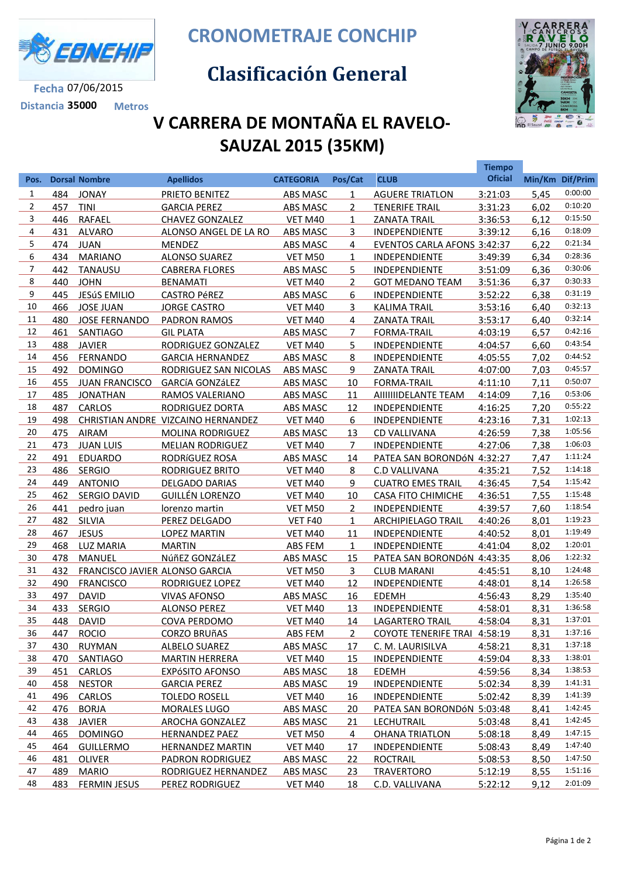# CRONOMETRAJE CONCHIP

## Clasificación General

Fecha 07/06/2015

Distancia 35000 Metros

## V CARRERA DE MONTAÑA EL RAVELO-SAUZAL 2015 (35KM)

| Pos. | Dorsal | Nombre | Apellidos | CATEGORIA | Pos/Cat | CLUB | Tiempo Oficial | Min/Km | Dif/Prim |
|---|---|---|---|---|---|---|---|---|---|
| 1 | 484 | JONAY | PRIETO BENITEZ | ABS MASC | 1 | AGUERE TRIATLON | 3:21:03 | 5,45 | 0:00:00 |
| 2 | 457 | TINI | GARCIA PEREZ | ABS MASC | 2 | TENERIFE TRAIL | 3:31:23 | 6,02 | 0:10:20 |
| 3 | 446 | RAFAEL | CHAVEZ GONZALEZ | VET M40 | 1 | ZANATA TRAIL | 3:36:53 | 6,12 | 0:15:50 |
| 4 | 431 | ALVARO | ALONSO ANGEL DE LA RO | ABS MASC | 3 | INDEPENDIENTE | 3:39:12 | 6,16 | 0:18:09 |
| 5 | 474 | JUAN | MENDEZ | ABS MASC | 4 | EVENTOS CARLA AFONS | 3:42:37 | 6,22 | 0:21:34 |
| 6 | 434 | MARIANO | ALONSO SUAREZ | VET M50 | 1 | INDEPENDIENTE | 3:49:39 | 6,34 | 0:28:36 |
| 7 | 442 | TANAUSU | CABRERA FLORES | ABS MASC | 5 | INDEPENDIENTE | 3:51:09 | 6,36 | 0:30:06 |
| 8 | 440 | JOHN | BENAMATI | VET M40 | 2 | GOT MEDANO TEAM | 3:51:36 | 6,37 | 0:30:33 |
| 9 | 445 | JESúS EMILIO | CASTRO PéREZ | ABS MASC | 6 | INDEPENDIENTE | 3:52:22 | 6,38 | 0:31:19 |
| 10 | 466 | JOSE JUAN | JORGE CASTRO | VET M40 | 3 | KALIMA TRAIL | 3:53:16 | 6,40 | 0:32:13 |
| 11 | 480 | JOSE FERNANDO | PADRON RAMOS | VET M40 | 4 | ZANATA TRAIL | 3:53:17 | 6,40 | 0:32:14 |
| 12 | 461 | SANTIAGO | GIL PLATA | ABS MASC | 7 | FORMA-TRAIL | 4:03:19 | 6,57 | 0:42:16 |
| 13 | 488 | JAVIER | RODRIGUEZ GONZALEZ | VET M40 | 5 | INDEPENDIENTE | 4:04:57 | 6,60 | 0:43:54 |
| 14 | 456 | FERNANDO | GARCIA HERNANDEZ | ABS MASC | 8 | INDEPENDIENTE | 4:05:55 | 7,02 | 0:44:52 |
| 15 | 492 | DOMINGO | RODRIGUEZ SAN NICOLAS | ABS MASC | 9 | ZANATA TRAIL | 4:07:00 | 7,03 | 0:45:57 |
| 16 | 455 | JUAN FRANCISCO | GARCíA GONZáLEZ | ABS MASC | 10 | FORMA-TRAIL | 4:11:10 | 7,11 | 0:50:07 |
| 17 | 485 | JONATHAN | RAMOS VALERIANO | ABS MASC | 11 | AIIIIIIIDELANTE TEAM | 4:14:09 | 7,16 | 0:53:06 |
| 18 | 487 | CARLOS | RODRIGUEZ DORTA | ABS MASC | 12 | INDEPENDIENTE | 4:16:25 | 7,20 | 0:55:22 |
| 19 | 498 | CHRISTIAN ANDRE | VIZCAINO HERNANDEZ | VET M40 | 6 | INDEPENDIENTE | 4:23:16 | 7,31 | 1:02:13 |
| 20 | 475 | AIRAM | MOLINA RODRIGUEZ | ABS MASC | 13 | CD VALLIVANA | 4:26:59 | 7,38 | 1:05:56 |
| 21 | 473 | JUAN LUIS | MELIAN RODRIGUEZ | VET M40 | 7 | INDEPENDIENTE | 4:27:06 | 7,38 | 1:06:03 |
| 22 | 491 | EDUARDO | RODRíGUEZ ROSA | ABS MASC | 14 | PATEA SAN BORONDóN | 4:32:27 | 7,47 | 1:11:24 |
| 23 | 486 | SERGIO | RODRIGUEZ BRITO | VET M40 | 8 | C.D VALLIVANA | 4:35:21 | 7,52 | 1:14:18 |
| 24 | 449 | ANTONIO | DELGADO DARIAS | VET M40 | 9 | CUATRO EMES TRAIL | 4:36:45 | 7,54 | 1:15:42 |
| 25 | 462 | SERGIO DAVID | GUILLÉN LORENZO | VET M40 | 10 | CASA FITO CHIMICHE | 4:36:51 | 7,55 | 1:15:48 |
| 26 | 441 | pedro juan | lorenzo martin | VET M50 | 2 | INDEPENDIENTE | 4:39:57 | 7,60 | 1:18:54 |
| 27 | 482 | SILVIA | PEREZ DELGADO | VET F40 | 1 | ARCHIPIELAGO TRAIL | 4:40:26 | 8,01 | 1:19:23 |
| 28 | 467 | JESUS | LOPEZ MARTIN | VET M40 | 11 | INDEPENDIENTE | 4:40:52 | 8,01 | 1:19:49 |
| 29 | 468 | LUZ MARIA | MARTIN | ABS FEM | 1 | INDEPENDIENTE | 4:41:04 | 8,02 | 1:20:01 |
| 30 | 478 | MANUEL | NúñEZ GONZáLEZ | ABS MASC | 15 | PATEA SAN BORONDóN | 4:43:35 | 8,06 | 1:22:32 |
| 31 | 432 | FRANCISCO JAVIER | ALONSO GARCIA | VET M50 | 3 | CLUB MARANI | 4:45:51 | 8,10 | 1:24:48 |
| 32 | 490 | FRANCISCO | RODRIGUEZ LOPEZ | VET M40 | 12 | INDEPENDIENTE | 4:48:01 | 8,14 | 1:26:58 |
| 33 | 497 | DAVID | VIVAS AFONSO | ABS MASC | 16 | EDEMH | 4:56:43 | 8,29 | 1:35:40 |
| 34 | 433 | SERGIO | ALONSO PEREZ | VET M40 | 13 | INDEPENDIENTE | 4:58:01 | 8,31 | 1:36:58 |
| 35 | 448 | DAVID | COVA PERDOMO | VET M40 | 14 | LAGARTERO TRAIL | 4:58:04 | 8,31 | 1:37:01 |
| 36 | 447 | ROCIO | CORZO BRUñAS | ABS FEM | 2 | COYOTE TENERIFE TRAI | 4:58:19 | 8,31 | 1:37:16 |
| 37 | 430 | RUYMAN | ALBELO SUAREZ | ABS MASC | 17 | C. M. LAURISILVA | 4:58:21 | 8,31 | 1:37:18 |
| 38 | 470 | SANTIAGO | MARTIN HERRERA | VET M40 | 15 | INDEPENDIENTE | 4:59:04 | 8,33 | 1:38:01 |
| 39 | 451 | CARLOS | EXPóSITO AFONSO | ABS MASC | 18 | EDEMH | 4:59:56 | 8,34 | 1:38:53 |
| 40 | 458 | NESTOR | GARCIA PEREZ | ABS MASC | 19 | INDEPENDIENTE | 5:02:34 | 8,39 | 1:41:31 |
| 41 | 496 | CARLOS | TOLEDO ROSELL | VET M40 | 16 | INDEPENDIENTE | 5:02:42 | 8,39 | 1:41:39 |
| 42 | 476 | BORJA | MORALES LUGO | ABS MASC | 20 | PATEA SAN BORONDóN | 5:03:48 | 8,41 | 1:42:45 |
| 43 | 438 | JAVIER | AROCHA GONZALEZ | ABS MASC | 21 | LECHUTRAIL | 5:03:48 | 8,41 | 1:42:45 |
| 44 | 465 | DOMINGO | HERNANDEZ PAEZ | VET M50 | 4 | OHANA TRIATLON | 5:08:18 | 8,49 | 1:47:15 |
| 45 | 464 | GUILLERMO | HERNANDEZ MARTIN | VET M40 | 17 | INDEPENDIENTE | 5:08:43 | 8,49 | 1:47:40 |
| 46 | 481 | OLIVER | PADRON RODRIGUEZ | ABS MASC | 22 | ROCTRAIL | 5:08:53 | 8,50 | 1:47:50 |
| 47 | 489 | MARIO | RODRIGUEZ HERNANDEZ | ABS MASC | 23 | TRAVERTORO | 5:12:19 | 8,55 | 1:51:16 |
| 48 | 483 | FERMIN JESUS | PEREZ RODRIGUEZ | VET M40 | 18 | C.D. VALLIVANA | 5:22:12 | 9,12 | 2:01:09 |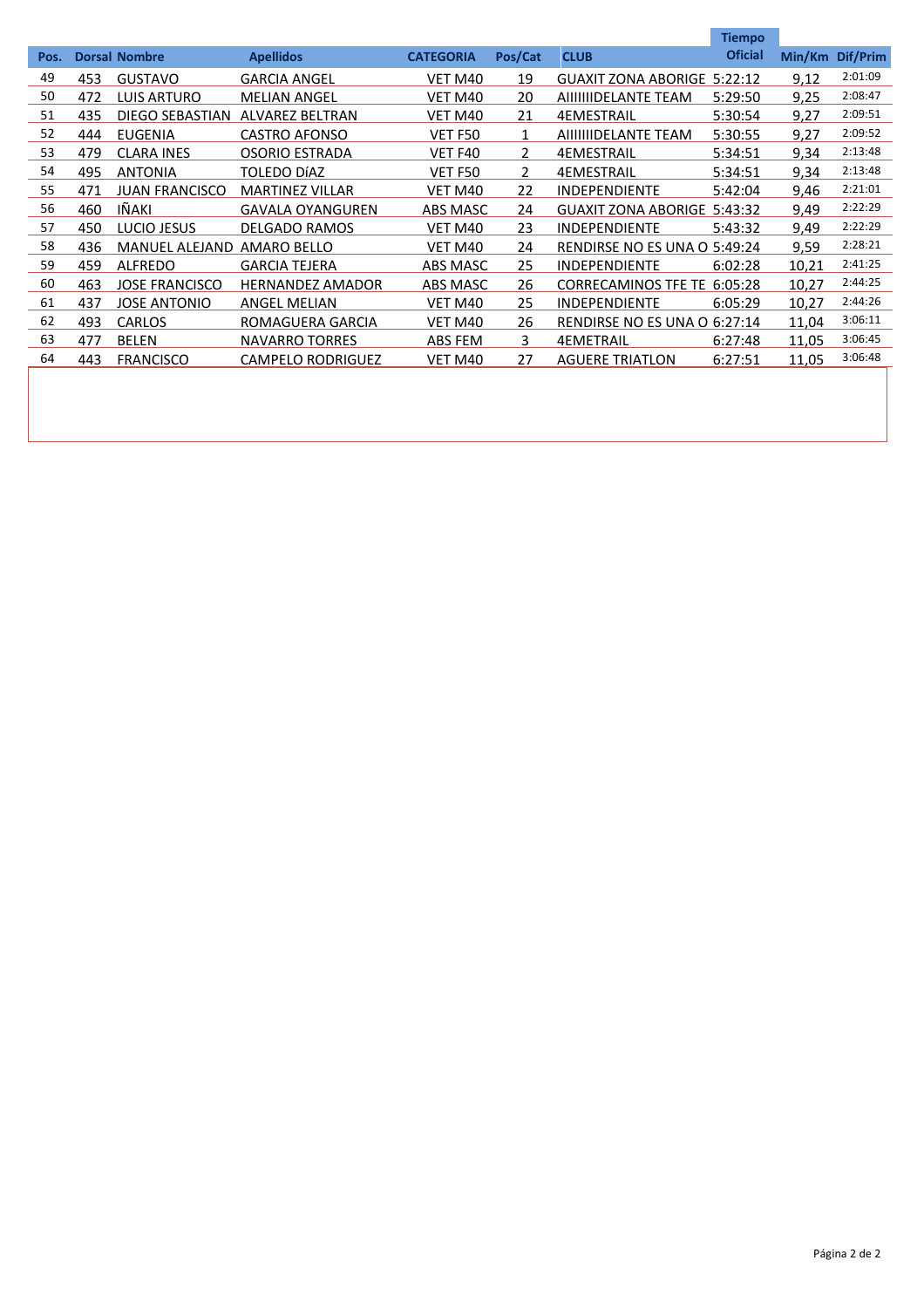| Pos. | Dorsal | Nombre | Apellidos | CATEGORIA | Pos/Cat | CLUB | Tiempo Oficial | Min/Km | Dif/Prim |
|---|---|---|---|---|---|---|---|---|---|
| 49 | 453 | GUSTAVO | GARCIA ANGEL | VET M40 | 19 | GUAXIT ZONA ABORIGE | 5:22:12 | 9,12 | 2:01:09 |
| 50 | 472 | LUIS ARTURO | MELIAN ANGEL | VET M40 | 20 | AIIIIIIIDELANTE TEAM | 5:29:50 | 9,25 | 2:08:47 |
| 51 | 435 | DIEGO SEBASTIAN | ALVAREZ BELTRAN | VET M40 | 21 | 4EMESTRAIL | 5:30:54 | 9,27 | 2:09:51 |
| 52 | 444 | EUGENIA | CASTRO AFONSO | VET F50 | 1 | AIIIIIIIDELANTE TEAM | 5:30:55 | 9,27 | 2:09:52 |
| 53 | 479 | CLARA INES | OSORIO ESTRADA | VET F40 | 2 | 4EMESTRAIL | 5:34:51 | 9,34 | 2:13:48 |
| 54 | 495 | ANTONIA | TOLEDO DíAZ | VET F50 | 2 | 4EMESTRAIL | 5:34:51 | 9,34 | 2:13:48 |
| 55 | 471 | JUAN FRANCISCO | MARTINEZ VILLAR | VET M40 | 22 | INDEPENDIENTE | 5:42:04 | 9,46 | 2:21:01 |
| 56 | 460 | IÑAKI | GAVALA OYANGUREN | ABS MASC | 24 | GUAXIT ZONA ABORIGE | 5:43:32 | 9,49 | 2:22:29 |
| 57 | 450 | LUCIO JESUS | DELGADO RAMOS | VET M40 | 23 | INDEPENDIENTE | 5:43:32 | 9,49 | 2:22:29 |
| 58 | 436 | MANUEL ALEJAND | AMARO BELLO | VET M40 | 24 | RENDIRSE NO ES UNA O | 5:49:24 | 9,59 | 2:28:21 |
| 59 | 459 | ALFREDO | GARCIA TEJERA | ABS MASC | 25 | INDEPENDIENTE | 6:02:28 | 10,21 | 2:41:25 |
| 60 | 463 | JOSE FRANCISCO | HERNANDEZ AMADOR | ABS MASC | 26 | CORRECAMINOS TFE TE | 6:05:28 | 10,27 | 2:44:25 |
| 61 | 437 | JOSE ANTONIO | ANGEL MELIAN | VET M40 | 25 | INDEPENDIENTE | 6:05:29 | 10,27 | 2:44:26 |
| 62 | 493 | CARLOS | ROMAGUERA GARCIA | VET M40 | 26 | RENDIRSE NO ES UNA O | 6:27:14 | 11,04 | 3:06:11 |
| 63 | 477 | BELEN | NAVARRO TORRES | ABS FEM | 3 | 4EMETRAIL | 6:27:48 | 11,05 | 3:06:45 |
| 64 | 443 | FRANCISCO | CAMPELO RODRIGUEZ | VET M40 | 27 | AGUERE TRIATLON | 6:27:51 | 11,05 | 3:06:48 |